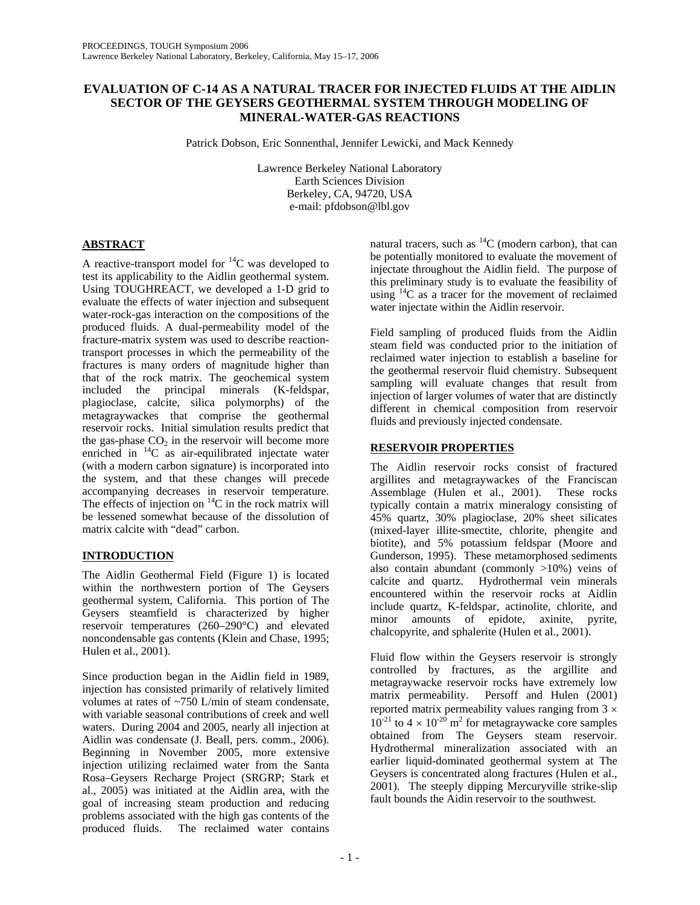# EVALUATION OF C-14 AS A NATURAL TRACER FOR INJECTED FLUIDS AT THE AIDLIN SECTOR OF THE GEYSERS GEOTHERMAL SYSTEM THROUGH MODELING OF MINERAL-WATER-GAS REACTIONS

Patrick Dobson, Eric Sonnenthal, Jennifer Lewicki, and Mack Kennedy

Lawrence Berkeley National Laboratory
Earth Sciences Division
Berkeley, CA, 94720, USA
e-mail: pfdobson@lbl.gov

## ABSTRACT

A reactive-transport model for $^{14}C$ was developed to test its applicability to the Aidlin geothermal system. Using TOUGHREACT, we developed a 1-D grid to evaluate the effects of water injection and subsequent water-rock-gas interaction on the compositions of the produced fluids. A dual-permeability model of the fracture-matrix system was used to describe reaction-transport processes in which the permeability of the fractures is many orders of magnitude higher than that of the rock matrix. The geochemical system included the principal minerals (K-feldspar, plagioclase, calcite, silica polymorphs) of the metagraywackes that comprise the geothermal reservoir rocks. Initial simulation results predict that the gas-phase $CO_2$ in the reservoir will become more enriched in $^{14}C$ as air-equilibrated injectate water (with a modern carbon signature) is incorporated into the system, and that these changes will precede accompanying decreases in reservoir temperature. The effects of injection on $^{14}C$ in the rock matrix will be lessened somewhat because of the dissolution of matrix calcite with "dead" carbon.

## INTRODUCTION

The Aidlin Geothermal Field (Figure 1) is located within the northwestern portion of The Geysers geothermal system, California. This portion of The Geysers steamfield is characterized by higher reservoir temperatures (260–290°C) and elevated noncondensable gas contents (Klein and Chase, 1995; Hulen et al., 2001).

Since production began in the Aidlin field in 1989, injection has consisted primarily of relatively limited volumes at rates of ~750 L/min of steam condensate, with variable seasonal contributions of creek and well waters. During 2004 and 2005, nearly all injection at Aidlin was condensate (J. Beall, pers. comm., 2006). Beginning in November 2005, more extensive injection utilizing reclaimed water from the Santa Rosa–Geysers Recharge Project (SRGRP; Stark et al., 2005) was initiated at the Aidlin area, with the goal of increasing steam production and reducing problems associated with the high gas contents of the produced fluids. The reclaimed water contains natural tracers, such as $^{14}C$ (modern carbon), that can be potentially monitored to evaluate the movement of injectate throughout the Aidlin field. The purpose of this preliminary study is to evaluate the feasibility of using $^{14}C$ as a tracer for the movement of reclaimed water injectate within the Aidlin reservoir.

Field sampling of produced fluids from the Aidlin steam field was conducted prior to the initiation of reclaimed water injection to establish a baseline for the geothermal reservoir fluid chemistry. Subsequent sampling will evaluate changes that result from injection of larger volumes of water that are distinctly different in chemical composition from reservoir fluids and previously injected condensate.

## RESERVOIR PROPERTIES

The Aidlin reservoir rocks consist of fractured argillites and metagraywackes of the Franciscan Assemblage (Hulen et al., 2001). These rocks typically contain a matrix mineralogy consisting of 45% quartz, 30% plagioclase, 20% sheet silicates (mixed-layer illite-smectite, chlorite, phengite and biotite), and 5% potassium feldspar (Moore and Gunderson, 1995). These metamorphosed sediments also contain abundant (commonly >10%) veins of calcite and quartz. Hydrothermal vein minerals encountered within the reservoir rocks at Aidlin include quartz, K-feldspar, actinolite, chlorite, and minor amounts of epidote, axinite, pyrite, chalcopyrite, and sphalerite (Hulen et al., 2001).

Fluid flow within the Geysers reservoir is strongly controlled by fractures, as the argillite and metagraywacke reservoir rocks have extremely low matrix permeability. Persoff and Hulen (2001) reported matrix permeability values ranging from $3 \times 10^{-21}$ to $4 \times 10^{-20}$ m$^2$ for metagraywacke core samples obtained from The Geysers steam reservoir. Hydrothermal mineralization associated with an earlier liquid-dominated geothermal system at The Geysers is concentrated along fractures (Hulen et al., 2001). The steeply dipping Mercuryville strike-slip fault bounds the Aidin reservoir to the southwest.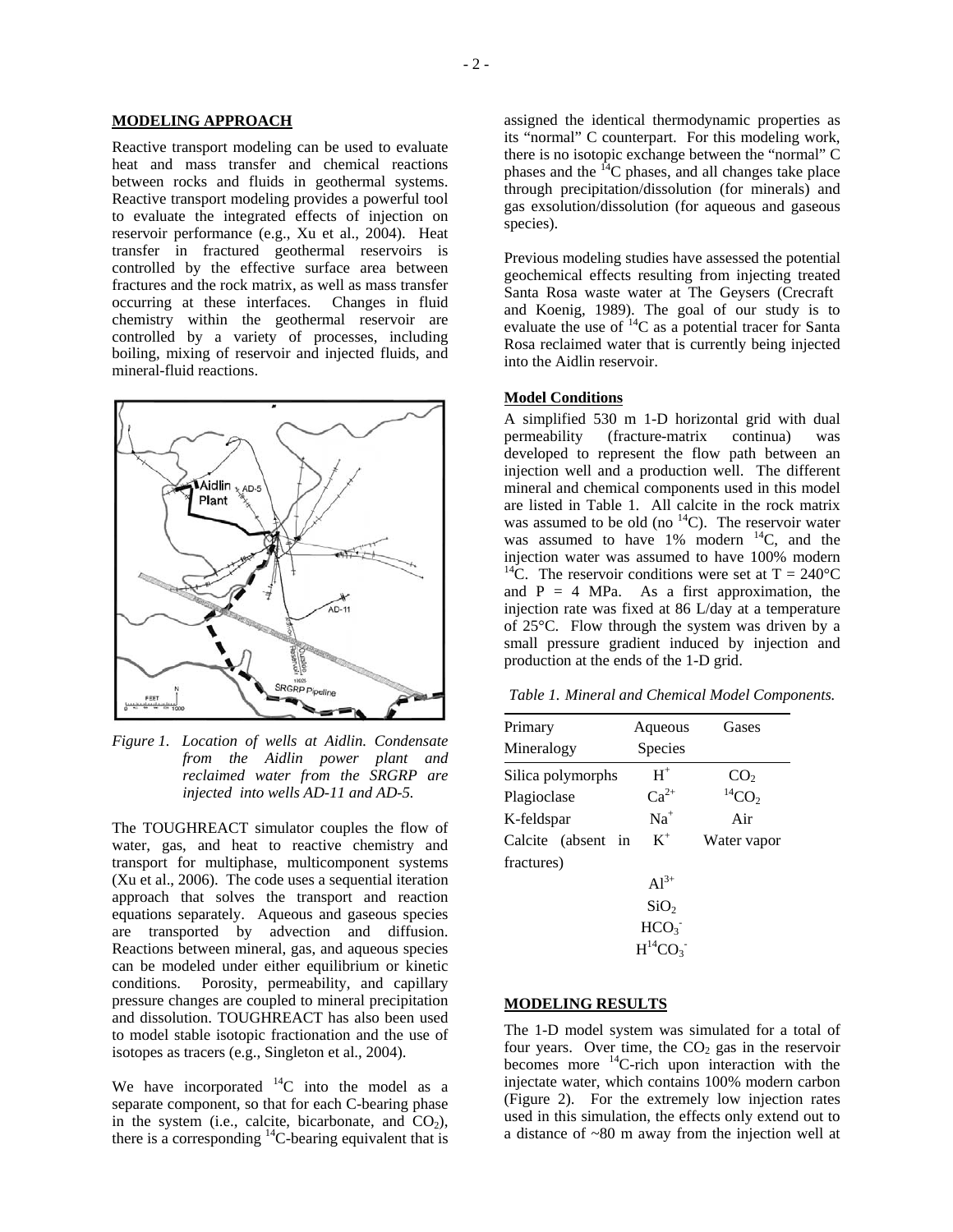## MODELING APPROACH

Reactive transport modeling can be used to evaluate heat and mass transfer and chemical reactions between rocks and fluids in geothermal systems. Reactive transport modeling provides a powerful tool to evaluate the integrated effects of injection on reservoir performance (e.g., Xu et al., 2004). Heat transfer in fractured geothermal reservoirs is controlled by the effective surface area between fractures and the rock matrix, as well as mass transfer occurring at these interfaces. Changes in fluid chemistry within the geothermal reservoir are controlled by a variety of processes, including boiling, mixing of reservoir and injected fluids, and mineral-fluid reactions.

*Figure 1. Location of wells at Aidlin. Condensate from the Aidlin power plant and reclaimed water from the SRGRP are injected into wells AD-11 and AD-5.*

The TOUGHREACT simulator couples the flow of water, gas, and heat to reactive chemistry and transport for multiphase, multicomponent systems (Xu et al., 2006). The code uses a sequential iteration approach that solves the transport and reaction equations separately. Aqueous and gaseous species are transported by advection and diffusion. Reactions between mineral, gas, and aqueous species can be modeled under either equilibrium or kinetic conditions. Porosity, permeability, and capillary pressure changes are coupled to mineral precipitation and dissolution. TOUGHREACT has also been used to model stable isotopic fractionation and the use of isotopes as tracers (e.g., Singleton et al., 2004).

We have incorporated $^{14}C$ into the model as a separate component, so that for each C-bearing phase in the system (i.e., calcite, bicarbonate, and $CO_2$), there is a corresponding $^{14}C$-bearing equivalent that is assigned the identical thermodynamic properties as its "normal" C counterpart. For this modeling work, there is no isotopic exchange between the "normal" C phases and the $^{14}C$ phases, and all changes take place through precipitation/dissolution (for minerals) and gas exsolution/dissolution (for aqueous and gaseous species).

Previous modeling studies have assessed the potential geochemical effects resulting from injecting treated Santa Rosa waste water at The Geysers (Crecraft and Koenig, 1989). The goal of our study is to evaluate the use of $^{14}C$ as a potential tracer for Santa Rosa reclaimed water that is currently being injected into the Aidlin reservoir.

### Model Conditions

A simplified 530 m 1-D horizontal grid with dual permeability (fracture-matrix continua) was developed to represent the flow path between an injection well and a production well. The different mineral and chemical components used in this model are listed in Table 1. All calcite in the rock matrix was assumed to be old (no $^{14}C$). The reservoir water was assumed to have 1% modern $^{14}C$, and the injection water was assumed to have 100% modern $^{14}C$. The reservoir conditions were set at T = 240°C and P = 4 MPa. As a first approximation, the injection rate was fixed at 86 L/day at a temperature of 25°C. Flow through the system was driven by a small pressure gradient induced by injection and production at the ends of the 1-D grid.

*Table 1. Mineral and Chemical Model Components.*

| Primary Mineralogy | Aqueous Species | Gases |
|---|---|---|
| Silica polymorphs | $H^+$ | $CO_2$ |
| Plagioclase | $Ca^{2+}$ | $^{14}CO_2$ |
| K-feldspar | $Na^+$ | Air |
| Calcite (absent in fractures) | $K^+$ | Water vapor |
| | $Al^{3+}$ | |
| | $SiO_2$ | |
| | $HCO_3^-$ | |
| | $H^{14}CO_3^-$ | |

## MODELING RESULTS

The 1-D model system was simulated for a total of four years. Over time, the $CO_2$ gas in the reservoir becomes more $^{14}C$-rich upon interaction with the injectate water, which contains 100% modern carbon (Figure 2). For the extremely low injection rates used in this simulation, the effects only extend out to a distance of ~80 m away from the injection well at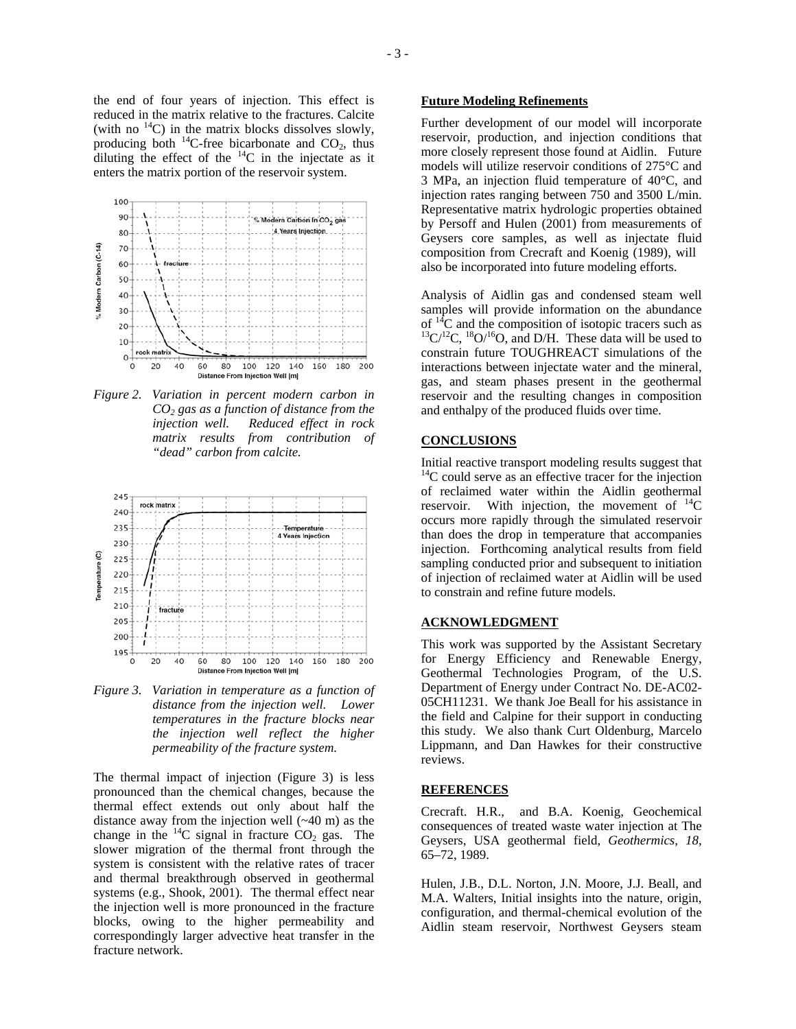the end of four years of injection. This effect is reduced in the matrix relative to the fractures. Calcite (with no $^{14}C$) in the matrix blocks dissolves slowly, producing both $^{14}C$-free bicarbonate and $CO_2$, thus diluting the effect of the $^{14}C$ in the injectate as it enters the matrix portion of the reservoir system.

*Figure 2. Variation in percent modern carbon in $CO_2$ gas as a function of distance from the injection well. Reduced effect in rock matrix results from contribution of "dead" carbon from calcite.*

*Figure 3. Variation in temperature as a function of distance from the injection well. Lower temperatures in the fracture blocks near the injection well reflect the higher permeability of the fracture system.*

The thermal impact of injection (Figure 3) is less pronounced than the chemical changes, because the thermal effect extends out only about half the distance away from the injection well (~40 m) as the change in the $^{14}C$ signal in fracture $CO_2$ gas. The slower migration of the thermal front through the system is consistent with the relative rates of tracer and thermal breakthrough observed in geothermal systems (e.g., Shook, 2001). The thermal effect near the injection well is more pronounced in the fracture blocks, owing to the higher permeability and correspondingly larger advective heat transfer in the fracture network.

## Future Modeling Refinements

Further development of our model will incorporate reservoir, production, and injection conditions that more closely represent those found at Aidlin. Future models will utilize reservoir conditions of 275°C and 3 MPa, an injection fluid temperature of 40°C, and injection rates ranging between 750 and 3500 L/min. Representative matrix hydrologic properties obtained by Persoff and Hulen (2001) from measurements of Geysers core samples, as well as injectate fluid composition from Crecraft and Koenig (1989), will also be incorporated into future modeling efforts.

Analysis of Aidlin gas and condensed steam well samples will provide information on the abundance of $^{14}C$ and the composition of isotopic tracers such as $^{13}C/^{12}C$, $^{18}O/^{16}O$, and D/H. These data will be used to constrain future TOUGHREACT simulations of the interactions between injectate water and the mineral, gas, and steam phases present in the geothermal reservoir and the resulting changes in composition and enthalpy of the produced fluids over time.

## CONCLUSIONS

Initial reactive transport modeling results suggest that $^{14}C$ could serve as an effective tracer for the injection of reclaimed water within the Aidlin geothermal reservoir. With injection, the movement of $^{14}C$ occurs more rapidly through the simulated reservoir than does the drop in temperature that accompanies injection. Forthcoming analytical results from field sampling conducted prior and subsequent to initiation of injection of reclaimed water at Aidlin will be used to constrain and refine future models.

## ACKNOWLEDGMENT

This work was supported by the Assistant Secretary for Energy Efficiency and Renewable Energy, Geothermal Technologies Program, of the U.S. Department of Energy under Contract No. DE-AC02-05CH11231. We thank Joe Beall for his assistance in the field and Calpine for their support in conducting this study. We also thank Curt Oldenburg, Marcelo Lippmann, and Dan Hawkes for their constructive reviews.

## REFERENCES

Crecraft. H.R., and B.A. Koenig, Geochemical consequences of treated waste water injection at The Geysers, USA geothermal field, *Geothermics*, *18*, 65–72, 1989.

Hulen, J.B., D.L. Norton, J.N. Moore, J.J. Beall, and M.A. Walters, Initial insights into the nature, origin, configuration, and thermal-chemical evolution of the Aidlin steam reservoir, Northwest Geysers steam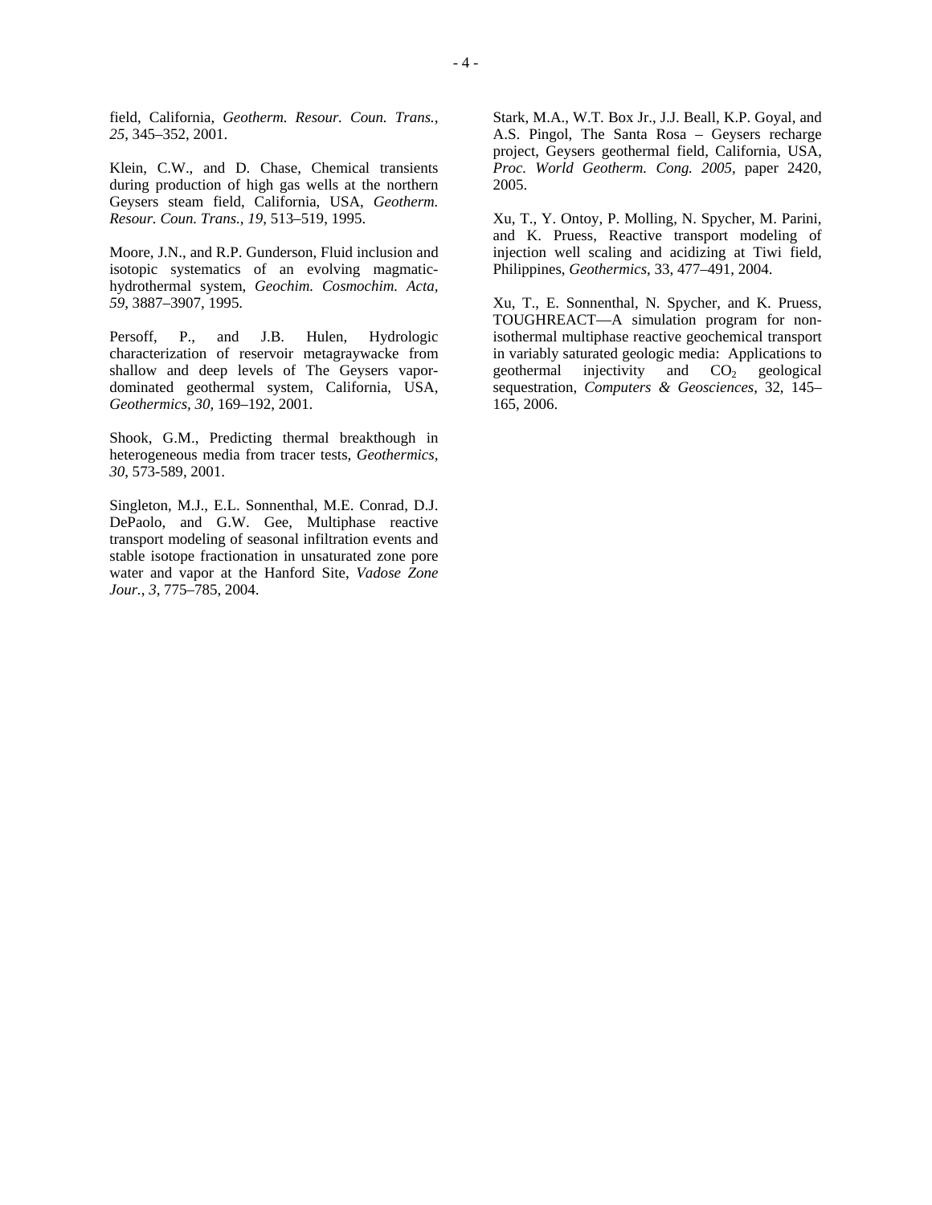field, California, *Geotherm. Resour. Coun. Trans., 25*, 345–352, 2001.

Klein, C.W., and D. Chase, Chemical transients during production of high gas wells at the northern Geysers steam field, California, USA, *Geotherm. Resour. Coun. Trans.*, *19*, 513–519, 1995.

Moore, J.N., and R.P. Gunderson, Fluid inclusion and isotopic systematics of an evolving magmatic-hydrothermal system, *Geochim. Cosmochim. Acta, 59*, 3887–3907, 1995.

Persoff, P., and J.B. Hulen, Hydrologic characterization of reservoir metagraywacke from shallow and deep levels of The Geysers vapor-dominated geothermal system, California, USA, *Geothermics, 30*, 169–192, 2001.

Shook, G.M., Predicting thermal breakthough in heterogeneous media from tracer tests, *Geothermics, 30*, 573-589, 2001.

Singleton, M.J., E.L. Sonnenthal, M.E. Conrad, D.J. DePaolo, and G.W. Gee, Multiphase reactive transport modeling of seasonal infiltration events and stable isotope fractionation in unsaturated zone pore water and vapor at the Hanford Site, *Vadose Zone Jour.*, *3*, 775–785, 2004.

Stark, M.A., W.T. Box Jr., J.J. Beall, K.P. Goyal, and A.S. Pingol, The Santa Rosa – Geysers recharge project, Geysers geothermal field, California, USA, *Proc. World Geotherm. Cong. 2005*, paper 2420, 2005.

Xu, T., Y. Ontoy, P. Molling, N. Spycher, M. Parini, and K. Pruess, Reactive transport modeling of injection well scaling and acidizing at Tiwi field, Philippines, *Geothermics*, 33, 477–491, 2004.

Xu, T., E. Sonnenthal, N. Spycher, and K. Pruess, TOUGHREACT—A simulation program for non-isothermal multiphase reactive geochemical transport in variably saturated geologic media: Applications to geothermal injectivity and $CO_2$ geological sequestration, *Computers & Geosciences*, 32, 145–165, 2006.